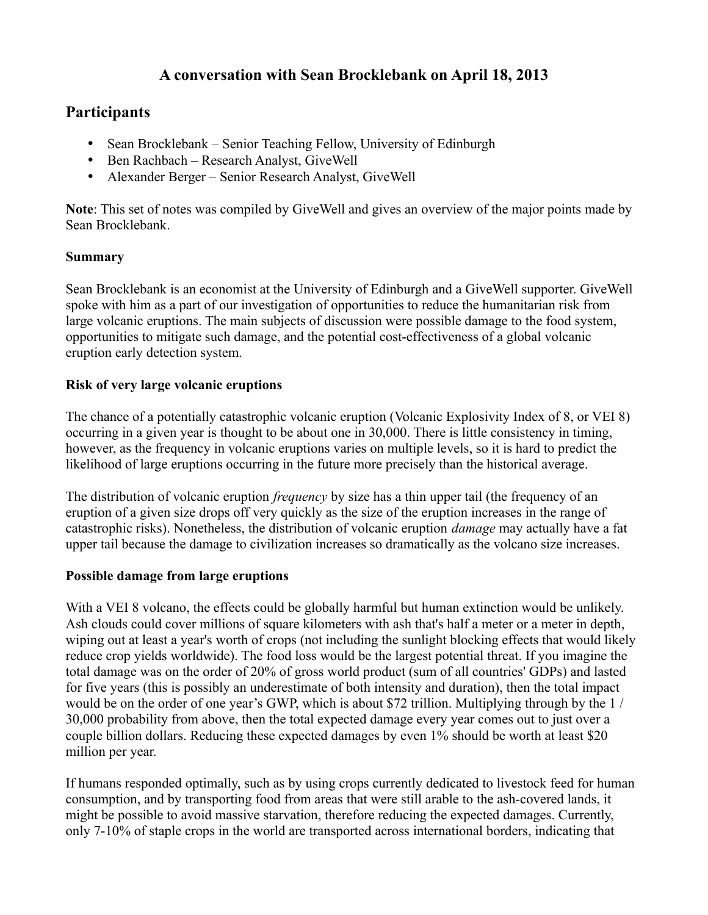# A conversation with Sean Brocklebank on April 18, 2013

## Participants

- Sean Brocklebank – Senior Teaching Fellow, University of Edinburgh
- Ben Rachbach – Research Analyst, GiveWell
- Alexander Berger – Senior Research Analyst, GiveWell

**Note**: This set of notes was compiled by GiveWell and gives an overview of the major points made by Sean Brocklebank.

**Summary**

Sean Brocklebank is an economist at the University of Edinburgh and a GiveWell supporter. GiveWell spoke with him as a part of our investigation of opportunities to reduce the humanitarian risk from large volcanic eruptions. The main subjects of discussion were possible damage to the food system, opportunities to mitigate such damage, and the potential cost-effectiveness of a global volcanic eruption early detection system.

**Risk of very large volcanic eruptions**

The chance of a potentially catastrophic volcanic eruption (Volcanic Explosivity Index of 8, or VEI 8) occurring in a given year is thought to be about one in 30,000. There is little consistency in timing, however, as the frequency in volcanic eruptions varies on multiple levels, so it is hard to predict the likelihood of large eruptions occurring in the future more precisely than the historical average.

The distribution of volcanic eruption *frequency* by size has a thin upper tail (the frequency of an eruption of a given size drops off very quickly as the size of the eruption increases in the range of catastrophic risks). Nonetheless, the distribution of volcanic eruption *damage* may actually have a fat upper tail because the damage to civilization increases so dramatically as the volcano size increases.

**Possible damage from large eruptions**

With a VEI 8 volcano, the effects could be globally harmful but human extinction would be unlikely. Ash clouds could cover millions of square kilometers with ash that's half a meter or a meter in depth, wiping out at least a year's worth of crops (not including the sunlight blocking effects that would likely reduce crop yields worldwide). The food loss would be the largest potential threat. If you imagine the total damage was on the order of 20% of gross world product (sum of all countries' GDPs) and lasted for five years (this is possibly an underestimate of both intensity and duration), then the total impact would be on the order of one year's GWP, which is about $72 trillion. Multiplying through by the 1 / 30,000 probability from above, then the total expected damage every year comes out to just over a couple billion dollars. Reducing these expected damages by even 1% should be worth at least $20 million per year.

If humans responded optimally, such as by using crops currently dedicated to livestock feed for human consumption, and by transporting food from areas that were still arable to the ash-covered lands, it might be possible to avoid massive starvation, therefore reducing the expected damages. Currently, only 7-10% of staple crops in the world are transported across international borders, indicating that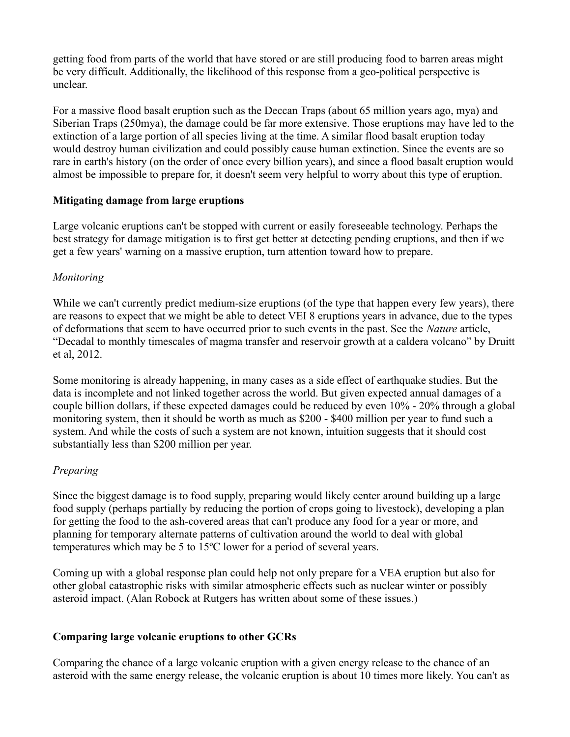getting food from parts of the world that have stored or are still producing food to barren areas might be very difficult. Additionally, the likelihood of this response from a geo-political perspective is unclear.

For a massive flood basalt eruption such as the Deccan Traps (about 65 million years ago, mya) and Siberian Traps (250mya), the damage could be far more extensive. Those eruptions may have led to the extinction of a large portion of all species living at the time. A similar flood basalt eruption today would destroy human civilization and could possibly cause human extinction. Since the events are so rare in earth's history (on the order of once every billion years), and since a flood basalt eruption would almost be impossible to prepare for, it doesn't seem very helpful to worry about this type of eruption.

**Mitigating damage from large eruptions**

Large volcanic eruptions can't be stopped with current or easily foreseeable technology. Perhaps the best strategy for damage mitigation is to first get better at detecting pending eruptions, and then if we get a few years' warning on a massive eruption, turn attention toward how to prepare.

*Monitoring*

While we can't currently predict medium-size eruptions (of the type that happen every few years), there are reasons to expect that we might be able to detect VEI 8 eruptions years in advance, due to the types of deformations that seem to have occurred prior to such events in the past. See the *Nature* article, "Decadal to monthly timescales of magma transfer and reservoir growth at a caldera volcano" by Druitt et al, 2012.

Some monitoring is already happening, in many cases as a side effect of earthquake studies. But the data is incomplete and not linked together across the world. But given expected annual damages of a couple billion dollars, if these expected damages could be reduced by even 10% - 20% through a global monitoring system, then it should be worth as much as $200 - $400 million per year to fund such a system. And while the costs of such a system are not known, intuition suggests that it should cost substantially less than $200 million per year.

*Preparing*

Since the biggest damage is to food supply, preparing would likely center around building up a large food supply (perhaps partially by reducing the portion of crops going to livestock), developing a plan for getting the food to the ash-covered areas that can't produce any food for a year or more, and planning for temporary alternate patterns of cultivation around the world to deal with global temperatures which may be 5 to 15ºC lower for a period of several years.

Coming up with a global response plan could help not only prepare for a VEA eruption but also for other global catastrophic risks with similar atmospheric effects such as nuclear winter or possibly asteroid impact. (Alan Robock at Rutgers has written about some of these issues.)

**Comparing large volcanic eruptions to other GCRs**

Comparing the chance of a large volcanic eruption with a given energy release to the chance of an asteroid with the same energy release, the volcanic eruption is about 10 times more likely. You can't as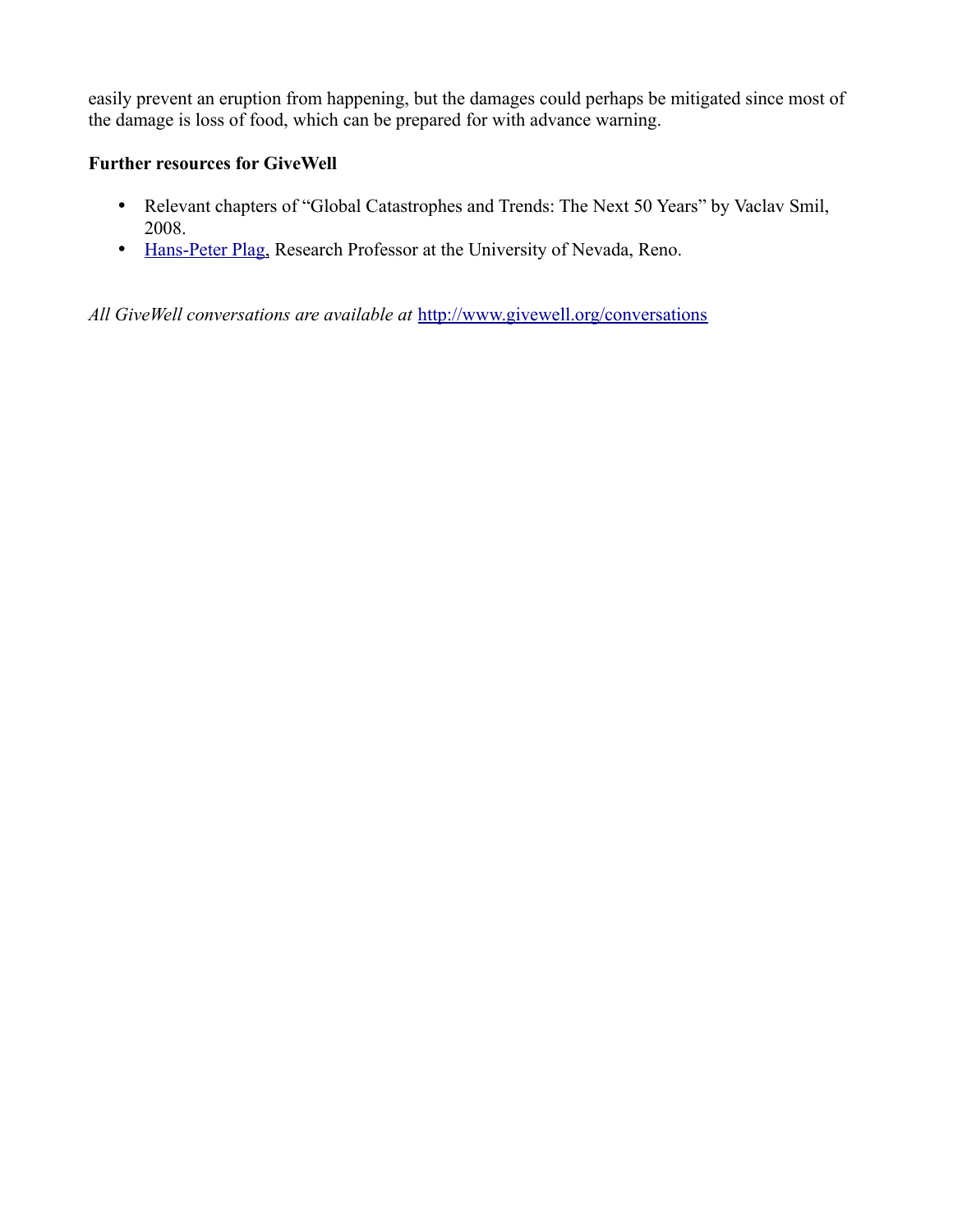easily prevent an eruption from happening, but the damages could perhaps be mitigated since most of the damage is loss of food, which can be prepared for with advance warning.

**Further resources for GiveWell**

- Relevant chapters of "Global Catastrophes and Trends: The Next 50 Years" by Vaclav Smil, 2008.
- Hans-Peter Plag, Research Professor at the University of Nevada, Reno.

*All GiveWell conversations are available at* http://www.givewell.org/conversations